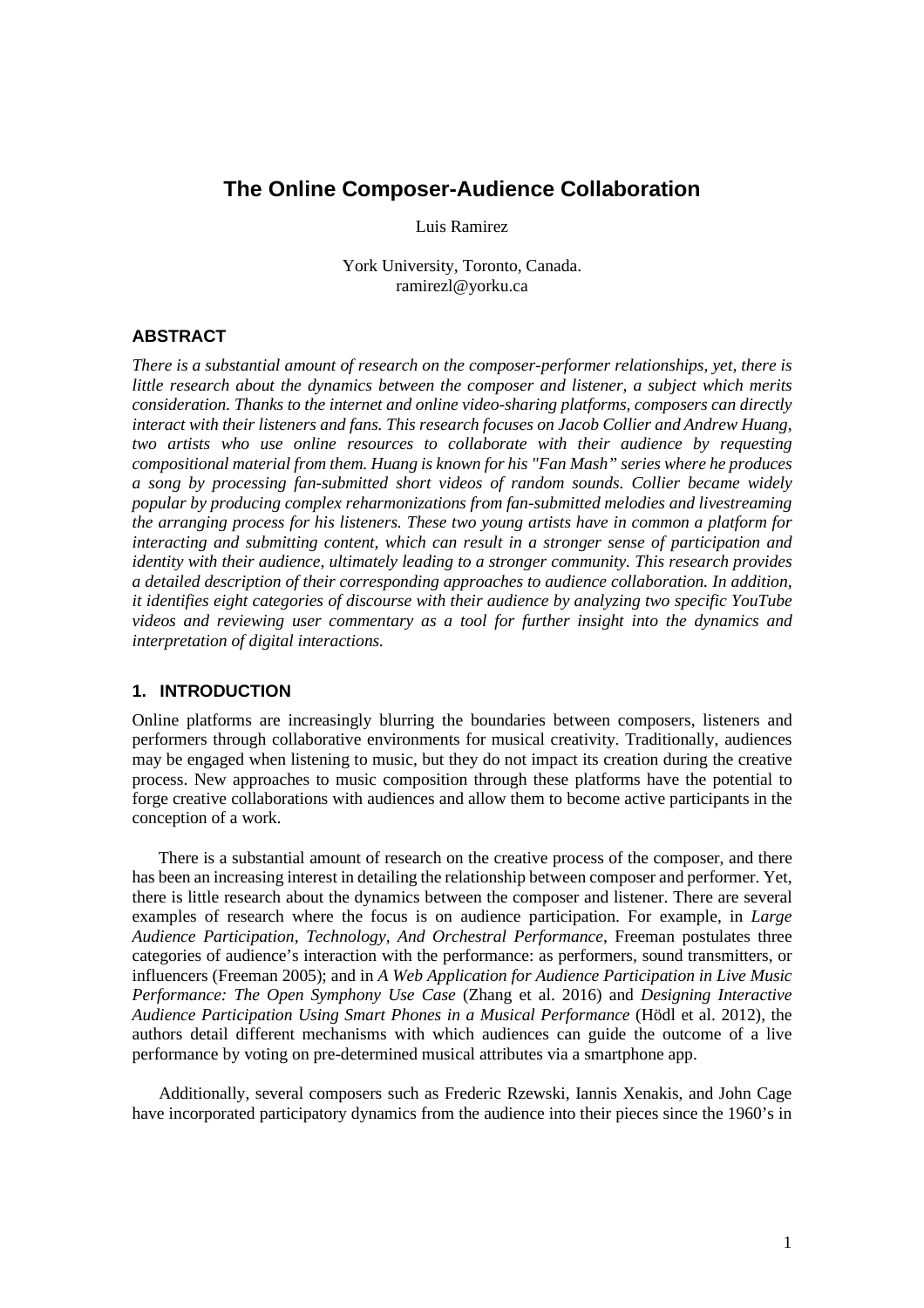# The Online Composer-Audience Collaboration

Luis Ramirez

York University, Toronto, Canada.
ramirezl@yorku.ca

## ABSTRACT

*There is a substantial amount of research on the composer-performer relationships, yet, there is little research about the dynamics between the composer and listener, a subject which merits consideration. Thanks to the internet and online video-sharing platforms, composers can directly interact with their listeners and fans. This research focuses on Jacob Collier and Andrew Huang, two artists who use online resources to collaborate with their audience by requesting compositional material from them. Huang is known for his "Fan Mash" series where he produces a song by processing fan-submitted short videos of random sounds. Collier became widely popular by producing complex reharmonizations from fan-submitted melodies and livestreaming the arranging process for his listeners. These two young artists have in common a platform for interacting and submitting content, which can result in a stronger sense of participation and identity with their audience, ultimately leading to a stronger community. This research provides a detailed description of their corresponding approaches to audience collaboration. In addition, it identifies eight categories of discourse with their audience by analyzing two specific YouTube videos and reviewing user commentary as a tool for further insight into the dynamics and interpretation of digital interactions.*

## 1. INTRODUCTION

Online platforms are increasingly blurring the boundaries between composers, listeners and performers through collaborative environments for musical creativity. Traditionally, audiences may be engaged when listening to music, but they do not impact its creation during the creative process. New approaches to music composition through these platforms have the potential to forge creative collaborations with audiences and allow them to become active participants in the conception of a work.

There is a substantial amount of research on the creative process of the composer, and there has been an increasing interest in detailing the relationship between composer and performer. Yet, there is little research about the dynamics between the composer and listener. There are several examples of research where the focus is on audience participation. For example, in *Large Audience Participation, Technology, And Orchestral Performance*, Freeman postulates three categories of audience's interaction with the performance: as performers, sound transmitters, or influencers (Freeman 2005); and in *A Web Application for Audience Participation in Live Music Performance: The Open Symphony Use Case* (Zhang et al. 2016) and *Designing Interactive Audience Participation Using Smart Phones in a Musical Performance* (Hödl et al. 2012), the authors detail different mechanisms with which audiences can guide the outcome of a live performance by voting on pre-determined musical attributes via a smartphone app.

Additionally, several composers such as Frederic Rzewski, Iannis Xenakis, and John Cage have incorporated participatory dynamics from the audience into their pieces since the 1960's in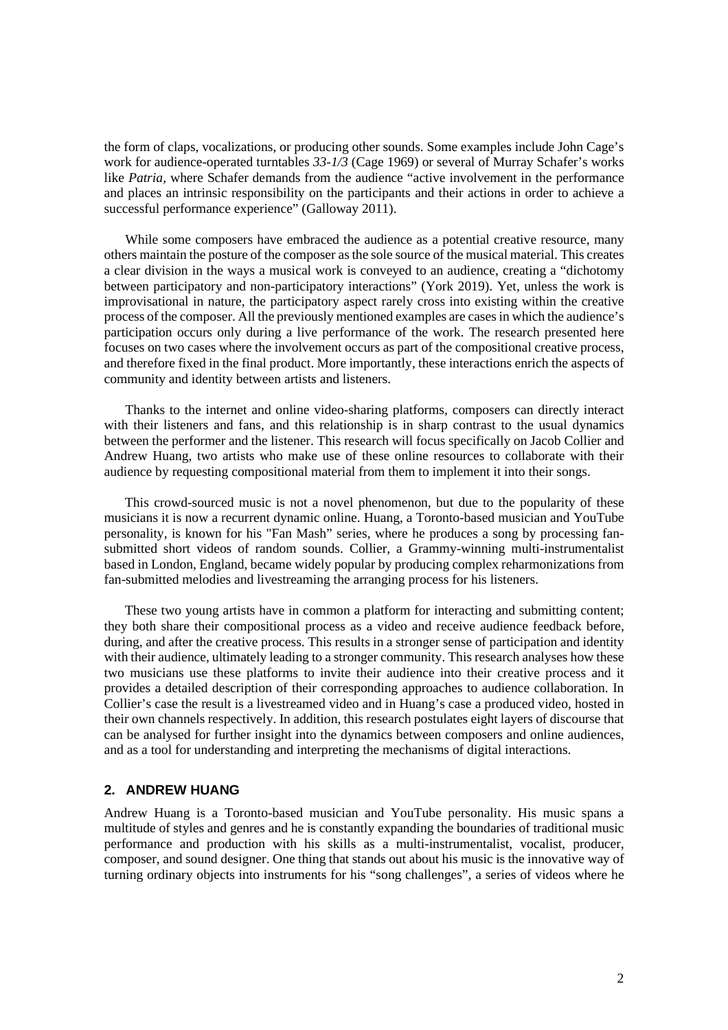the form of claps, vocalizations, or producing other sounds. Some examples include John Cage's work for audience-operated turntables *33-1/3* (Cage 1969) or several of Murray Schafer's works like *Patria*, where Schafer demands from the audience "active involvement in the performance and places an intrinsic responsibility on the participants and their actions in order to achieve a successful performance experience" (Galloway 2011).

While some composers have embraced the audience as a potential creative resource, many others maintain the posture of the composer as the sole source of the musical material. This creates a clear division in the ways a musical work is conveyed to an audience, creating a "dichotomy between participatory and non-participatory interactions" (York 2019). Yet, unless the work is improvisational in nature, the participatory aspect rarely cross into existing within the creative process of the composer. All the previously mentioned examples are cases in which the audience's participation occurs only during a live performance of the work. The research presented here focuses on two cases where the involvement occurs as part of the compositional creative process, and therefore fixed in the final product. More importantly, these interactions enrich the aspects of community and identity between artists and listeners.

Thanks to the internet and online video-sharing platforms, composers can directly interact with their listeners and fans, and this relationship is in sharp contrast to the usual dynamics between the performer and the listener. This research will focus specifically on Jacob Collier and Andrew Huang, two artists who make use of these online resources to collaborate with their audience by requesting compositional material from them to implement it into their songs.

This crowd-sourced music is not a novel phenomenon, but due to the popularity of these musicians it is now a recurrent dynamic online. Huang, a Toronto-based musician and YouTube personality, is known for his "Fan Mash" series, where he produces a song by processing fan-submitted short videos of random sounds. Collier, a Grammy-winning multi-instrumentalist based in London, England, became widely popular by producing complex reharmonizations from fan-submitted melodies and livestreaming the arranging process for his listeners.

These two young artists have in common a platform for interacting and submitting content; they both share their compositional process as a video and receive audience feedback before, during, and after the creative process. This results in a stronger sense of participation and identity with their audience, ultimately leading to a stronger community. This research analyses how these two musicians use these platforms to invite their audience into their creative process and it provides a detailed description of their corresponding approaches to audience collaboration. In Collier's case the result is a livestreamed video and in Huang's case a produced video, hosted in their own channels respectively. In addition, this research postulates eight layers of discourse that can be analysed for further insight into the dynamics between composers and online audiences, and as a tool for understanding and interpreting the mechanisms of digital interactions.

## 2. ANDREW HUANG

Andrew Huang is a Toronto-based musician and YouTube personality. His music spans a multitude of styles and genres and he is constantly expanding the boundaries of traditional music performance and production with his skills as a multi-instrumentalist, vocalist, producer, composer, and sound designer. One thing that stands out about his music is the innovative way of turning ordinary objects into instruments for his "song challenges", a series of videos where he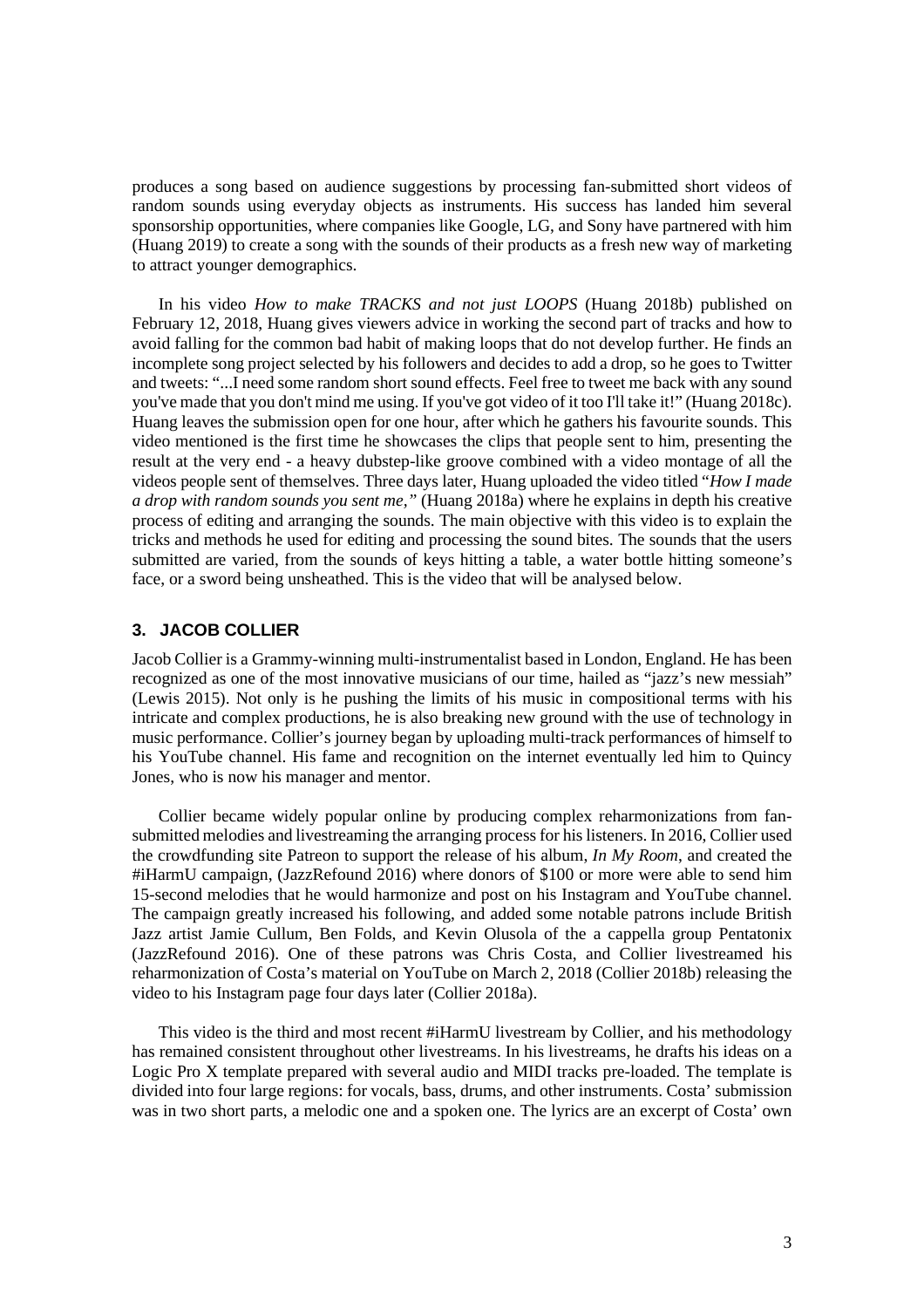produces a song based on audience suggestions by processing fan-submitted short videos of random sounds using everyday objects as instruments. His success has landed him several sponsorship opportunities, where companies like Google, LG, and Sony have partnered with him (Huang 2019) to create a song with the sounds of their products as a fresh new way of marketing to attract younger demographics.

In his video *How to make TRACKS and not just LOOPS* (Huang 2018b) published on February 12, 2018, Huang gives viewers advice in working the second part of tracks and how to avoid falling for the common bad habit of making loops that do not develop further. He finds an incomplete song project selected by his followers and decides to add a drop, so he goes to Twitter and tweets: "...I need some random short sound effects. Feel free to tweet me back with any sound you've made that you don't mind me using. If you've got video of it too I'll take it!" (Huang 2018c). Huang leaves the submission open for one hour, after which he gathers his favourite sounds. This video mentioned is the first time he showcases the clips that people sent to him, presenting the result at the very end - a heavy dubstep-like groove combined with a video montage of all the videos people sent of themselves. Three days later, Huang uploaded the video titled "*How I made a drop with random sounds you sent me,*" (Huang 2018a) where he explains in depth his creative process of editing and arranging the sounds. The main objective with this video is to explain the tricks and methods he used for editing and processing the sound bites. The sounds that the users submitted are varied, from the sounds of keys hitting a table, a water bottle hitting someone's face, or a sword being unsheathed. This is the video that will be analysed below.

## 3. JACOB COLLIER

Jacob Collier is a Grammy-winning multi-instrumentalist based in London, England. He has been recognized as one of the most innovative musicians of our time, hailed as "jazz's new messiah" (Lewis 2015). Not only is he pushing the limits of his music in compositional terms with his intricate and complex productions, he is also breaking new ground with the use of technology in music performance. Collier's journey began by uploading multi-track performances of himself to his YouTube channel. His fame and recognition on the internet eventually led him to Quincy Jones, who is now his manager and mentor.

Collier became widely popular online by producing complex reharmonizations from fan-submitted melodies and livestreaming the arranging process for his listeners. In 2016, Collier used the crowdfunding site Patreon to support the release of his album, *In My Room*, and created the #iHarmU campaign, (JazzRefound 2016) where donors of $100 or more were able to send him 15-second melodies that he would harmonize and post on his Instagram and YouTube channel. The campaign greatly increased his following, and added some notable patrons include British Jazz artist Jamie Cullum, Ben Folds, and Kevin Olusola of the a cappella group Pentatonix (JazzRefound 2016). One of these patrons was Chris Costa, and Collier livestreamed his reharmonization of Costa's material on YouTube on March 2, 2018 (Collier 2018b) releasing the video to his Instagram page four days later (Collier 2018a).

This video is the third and most recent #iHarmU livestream by Collier, and his methodology has remained consistent throughout other livestreams. In his livestreams, he drafts his ideas on a Logic Pro X template prepared with several audio and MIDI tracks pre-loaded. The template is divided into four large regions: for vocals, bass, drums, and other instruments. Costa' submission was in two short parts, a melodic one and a spoken one. The lyrics are an excerpt of Costa' own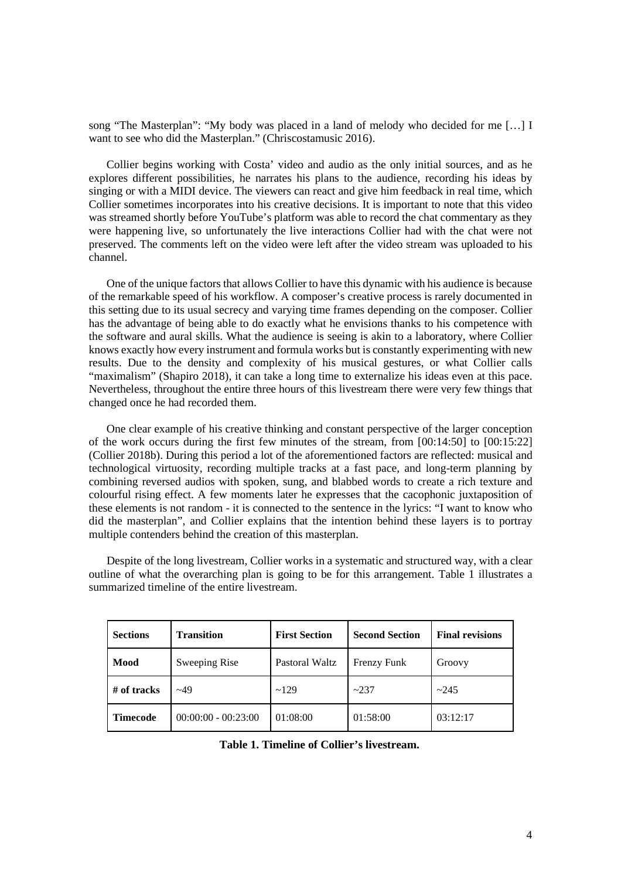song "The Masterplan": "My body was placed in a land of melody who decided for me […] I want to see who did the Masterplan." (Chriscostamusic 2016).

Collier begins working with Costa' video and audio as the only initial sources, and as he explores different possibilities, he narrates his plans to the audience, recording his ideas by singing or with a MIDI device. The viewers can react and give him feedback in real time, which Collier sometimes incorporates into his creative decisions. It is important to note that this video was streamed shortly before YouTube's platform was able to record the chat commentary as they were happening live, so unfortunately the live interactions Collier had with the chat were not preserved. The comments left on the video were left after the video stream was uploaded to his channel.

One of the unique factors that allows Collier to have this dynamic with his audience is because of the remarkable speed of his workflow. A composer's creative process is rarely documented in this setting due to its usual secrecy and varying time frames depending on the composer. Collier has the advantage of being able to do exactly what he envisions thanks to his competence with the software and aural skills. What the audience is seeing is akin to a laboratory, where Collier knows exactly how every instrument and formula works but is constantly experimenting with new results. Due to the density and complexity of his musical gestures, or what Collier calls "maximalism" (Shapiro 2018), it can take a long time to externalize his ideas even at this pace. Nevertheless, throughout the entire three hours of this livestream there were very few things that changed once he had recorded them.

One clear example of his creative thinking and constant perspective of the larger conception of the work occurs during the first few minutes of the stream, from [00:14:50] to [00:15:22] (Collier 2018b). During this period a lot of the aforementioned factors are reflected: musical and technological virtuosity, recording multiple tracks at a fast pace, and long-term planning by combining reversed audios with spoken, sung, and blabbed words to create a rich texture and colourful rising effect. A few moments later he expresses that the cacophonic juxtaposition of these elements is not random - it is connected to the sentence in the lyrics: "I want to know who did the masterplan", and Collier explains that the intention behind these layers is to portray multiple contenders behind the creation of this masterplan.

Despite of the long livestream, Collier works in a systematic and structured way, with a clear outline of what the overarching plan is going to be for this arrangement. Table 1 illustrates a summarized timeline of the entire livestream.

| **Sections** | **Transition** | **First Section** | **Second Section** | **Final revisions** |
|---|---|---|---|---|
| **Mood** | Sweeping Rise | Pastoral Waltz | Frenzy Funk | Groovy |
| **# of tracks** | ~49 | ~129 | ~237 | ~245 |
| **Timecode** | 00:00:00 - 00:23:00 | 01:08:00 | 01:58:00 | 03:12:17 |

**Table 1. Timeline of Collier's livestream.**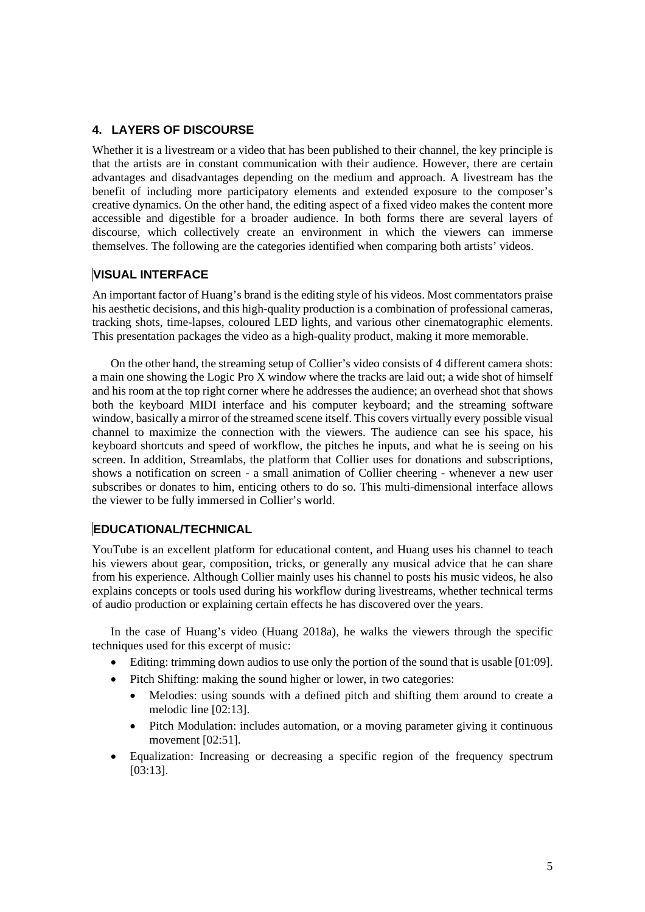## 4. LAYERS OF DISCOURSE

Whether it is a livestream or a video that has been published to their channel, the key principle is that the artists are in constant communication with their audience. However, there are certain advantages and disadvantages depending on the medium and approach. A livestream has the benefit of including more participatory elements and extended exposure to the composer's creative dynamics. On the other hand, the editing aspect of a fixed video makes the content more accessible and digestible for a broader audience. In both forms there are several layers of discourse, which collectively create an environment in which the viewers can immerse themselves. The following are the categories identified when comparing both artists' videos.

### VISUAL INTERFACE

An important factor of Huang's brand is the editing style of his videos. Most commentators praise his aesthetic decisions, and this high-quality production is a combination of professional cameras, tracking shots, time-lapses, coloured LED lights, and various other cinematographic elements. This presentation packages the video as a high-quality product, making it more memorable.

On the other hand, the streaming setup of Collier's video consists of 4 different camera shots: a main one showing the Logic Pro X window where the tracks are laid out; a wide shot of himself and his room at the top right corner where he addresses the audience; an overhead shot that shows both the keyboard MIDI interface and his computer keyboard; and the streaming software window, basically a mirror of the streamed scene itself. This covers virtually every possible visual channel to maximize the connection with the viewers. The audience can see his space, his keyboard shortcuts and speed of workflow, the pitches he inputs, and what he is seeing on his screen. In addition, Streamlabs, the platform that Collier uses for donations and subscriptions, shows a notification on screen - a small animation of Collier cheering - whenever a new user subscribes or donates to him, enticing others to do so. This multi-dimensional interface allows the viewer to be fully immersed in Collier's world.

### EDUCATIONAL/TECHNICAL

YouTube is an excellent platform for educational content, and Huang uses his channel to teach his viewers about gear, composition, tricks, or generally any musical advice that he can share from his experience. Although Collier mainly uses his channel to posts his music videos, he also explains concepts or tools used during his workflow during livestreams, whether technical terms of audio production or explaining certain effects he has discovered over the years.

In the case of Huang's video (Huang 2018a), he walks the viewers through the specific techniques used for this excerpt of music:

- Editing: trimming down audios to use only the portion of the sound that is usable [01:09].
- Pitch Shifting: making the sound higher or lower, in two categories:
  - Melodies: using sounds with a defined pitch and shifting them around to create a melodic line [02:13].
  - Pitch Modulation: includes automation, or a moving parameter giving it continuous movement [02:51].
- Equalization: Increasing or decreasing a specific region of the frequency spectrum [03:13].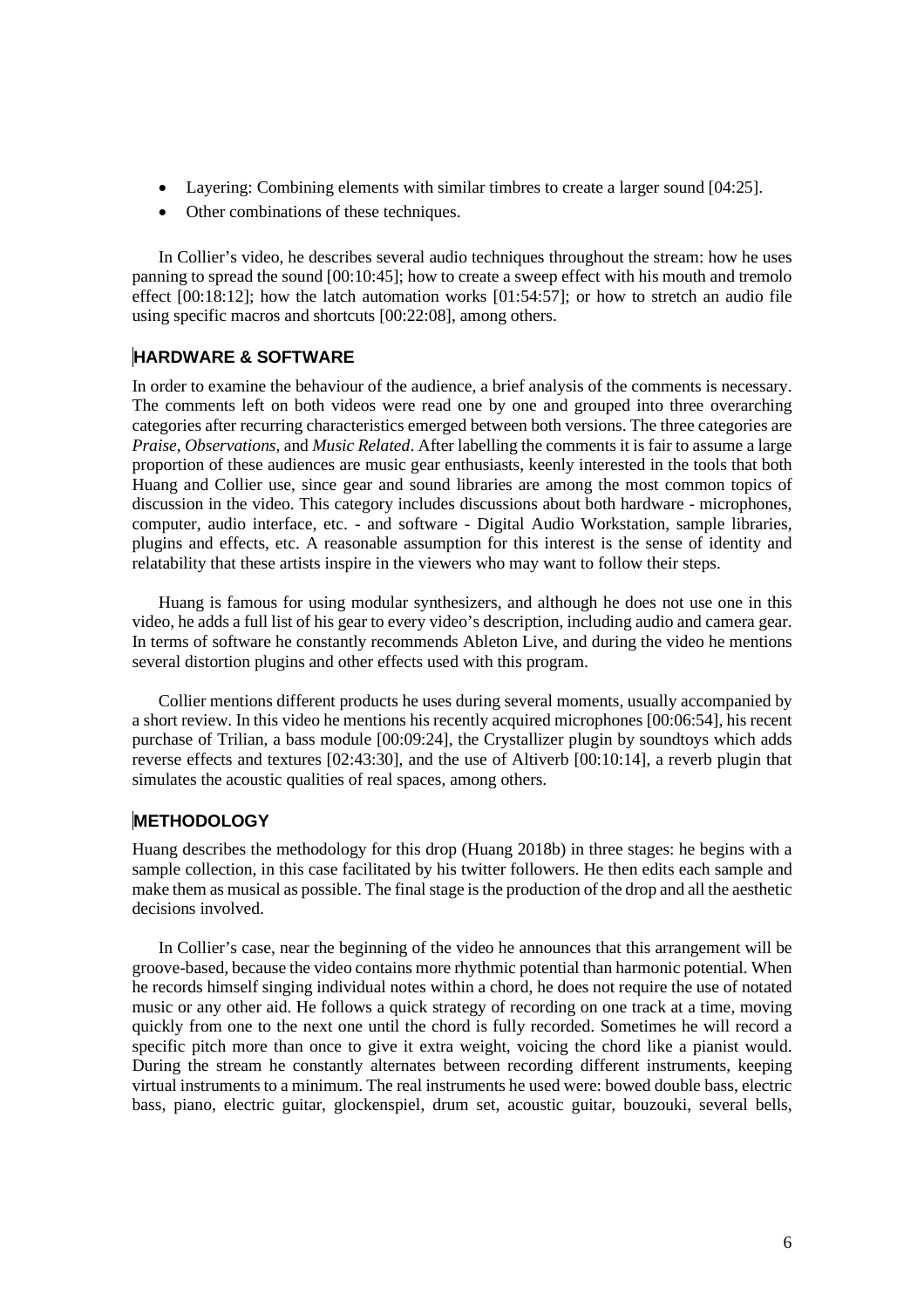- Layering: Combining elements with similar timbres to create a larger sound [04:25].
- Other combinations of these techniques.

In Collier's video, he describes several audio techniques throughout the stream: how he uses panning to spread the sound [00:10:45]; how to create a sweep effect with his mouth and tremolo effect [00:18:12]; how the latch automation works [01:54:57]; or how to stretch an audio file using specific macros and shortcuts [00:22:08], among others.

## HARDWARE & SOFTWARE

In order to examine the behaviour of the audience, a brief analysis of the comments is necessary. The comments left on both videos were read one by one and grouped into three overarching categories after recurring characteristics emerged between both versions. The three categories are *Praise*, *Observations*, and *Music Related*. After labelling the comments it is fair to assume a large proportion of these audiences are music gear enthusiasts, keenly interested in the tools that both Huang and Collier use, since gear and sound libraries are among the most common topics of discussion in the video. This category includes discussions about both hardware - microphones, computer, audio interface, etc. - and software - Digital Audio Workstation, sample libraries, plugins and effects, etc. A reasonable assumption for this interest is the sense of identity and relatability that these artists inspire in the viewers who may want to follow their steps.

Huang is famous for using modular synthesizers, and although he does not use one in this video, he adds a full list of his gear to every video's description, including audio and camera gear. In terms of software he constantly recommends Ableton Live, and during the video he mentions several distortion plugins and other effects used with this program.

Collier mentions different products he uses during several moments, usually accompanied by a short review. In this video he mentions his recently acquired microphones [00:06:54], his recent purchase of Trilian, a bass module [00:09:24], the Crystallizer plugin by soundtoys which adds reverse effects and textures [02:43:30], and the use of Altiverb [00:10:14], a reverb plugin that simulates the acoustic qualities of real spaces, among others.

## METHODOLOGY

Huang describes the methodology for this drop (Huang 2018b) in three stages: he begins with a sample collection, in this case facilitated by his twitter followers. He then edits each sample and make them as musical as possible. The final stage is the production of the drop and all the aesthetic decisions involved.

In Collier's case, near the beginning of the video he announces that this arrangement will be groove-based, because the video contains more rhythmic potential than harmonic potential. When he records himself singing individual notes within a chord, he does not require the use of notated music or any other aid. He follows a quick strategy of recording on one track at a time, moving quickly from one to the next one until the chord is fully recorded. Sometimes he will record a specific pitch more than once to give it extra weight, voicing the chord like a pianist would. During the stream he constantly alternates between recording different instruments, keeping virtual instruments to a minimum. The real instruments he used were: bowed double bass, electric bass, piano, electric guitar, glockenspiel, drum set, acoustic guitar, bouzouki, several bells,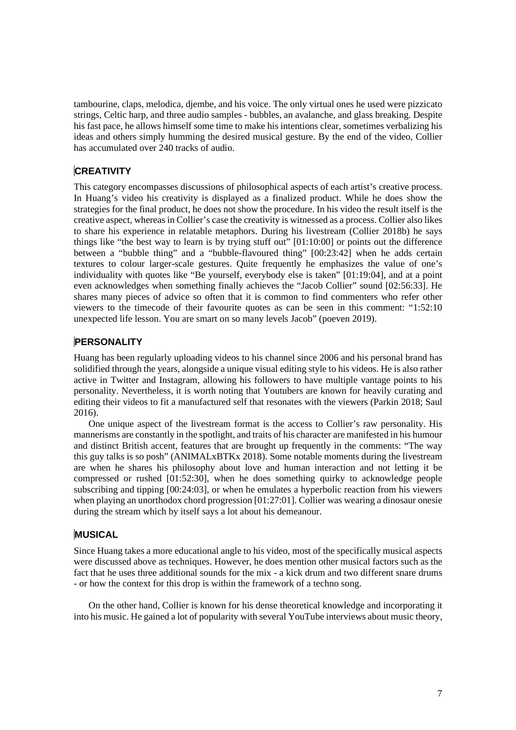tambourine, claps, melodica, djembe, and his voice. The only virtual ones he used were pizzicato strings, Celtic harp, and three audio samples - bubbles, an avalanche, and glass breaking. Despite his fast pace, he allows himself some time to make his intentions clear, sometimes verbalizing his ideas and others simply humming the desired musical gesture. By the end of the video, Collier has accumulated over 240 tracks of audio.

## CREATIVITY

This category encompasses discussions of philosophical aspects of each artist's creative process. In Huang's video his creativity is displayed as a finalized product. While he does show the strategies for the final product, he does not show the procedure. In his video the result itself is the creative aspect, whereas in Collier's case the creativity is witnessed as a process. Collier also likes to share his experience in relatable metaphors. During his livestream (Collier 2018b) he says things like "the best way to learn is by trying stuff out" [01:10:00] or points out the difference between a "bubble thing" and a "bubble-flavoured thing" [00:23:42] when he adds certain textures to colour larger-scale gestures. Quite frequently he emphasizes the value of one's individuality with quotes like "Be yourself, everybody else is taken" [01:19:04], and at a point even acknowledges when something finally achieves the "Jacob Collier" sound [02:56:33]. He shares many pieces of advice so often that it is common to find commenters who refer other viewers to the timecode of their favourite quotes as can be seen in this comment: "1:52:10 unexpected life lesson. You are smart on so many levels Jacob" (poeven 2019).

## PERSONALITY

Huang has been regularly uploading videos to his channel since 2006 and his personal brand has solidified through the years, alongside a unique visual editing style to his videos. He is also rather active in Twitter and Instagram, allowing his followers to have multiple vantage points to his personality. Nevertheless, it is worth noting that Youtubers are known for heavily curating and editing their videos to fit a manufactured self that resonates with the viewers (Parkin 2018; Saul 2016).

One unique aspect of the livestream format is the access to Collier's raw personality. His mannerisms are constantly in the spotlight, and traits of his character are manifested in his humour and distinct British accent, features that are brought up frequently in the comments: "The way this guy talks is so posh" (ANIMALxBTKx 2018). Some notable moments during the livestream are when he shares his philosophy about love and human interaction and not letting it be compressed or rushed [01:52:30], when he does something quirky to acknowledge people subscribing and tipping [00:24:03], or when he emulates a hyperbolic reaction from his viewers when playing an unorthodox chord progression [01:27:01]. Collier was wearing a dinosaur onesie during the stream which by itself says a lot about his demeanour.

## MUSICAL

Since Huang takes a more educational angle to his video, most of the specifically musical aspects were discussed above as techniques. However, he does mention other musical factors such as the fact that he uses three additional sounds for the mix - a kick drum and two different snare drums - or how the context for this drop is within the framework of a techno song.

On the other hand, Collier is known for his dense theoretical knowledge and incorporating it into his music. He gained a lot of popularity with several YouTube interviews about music theory,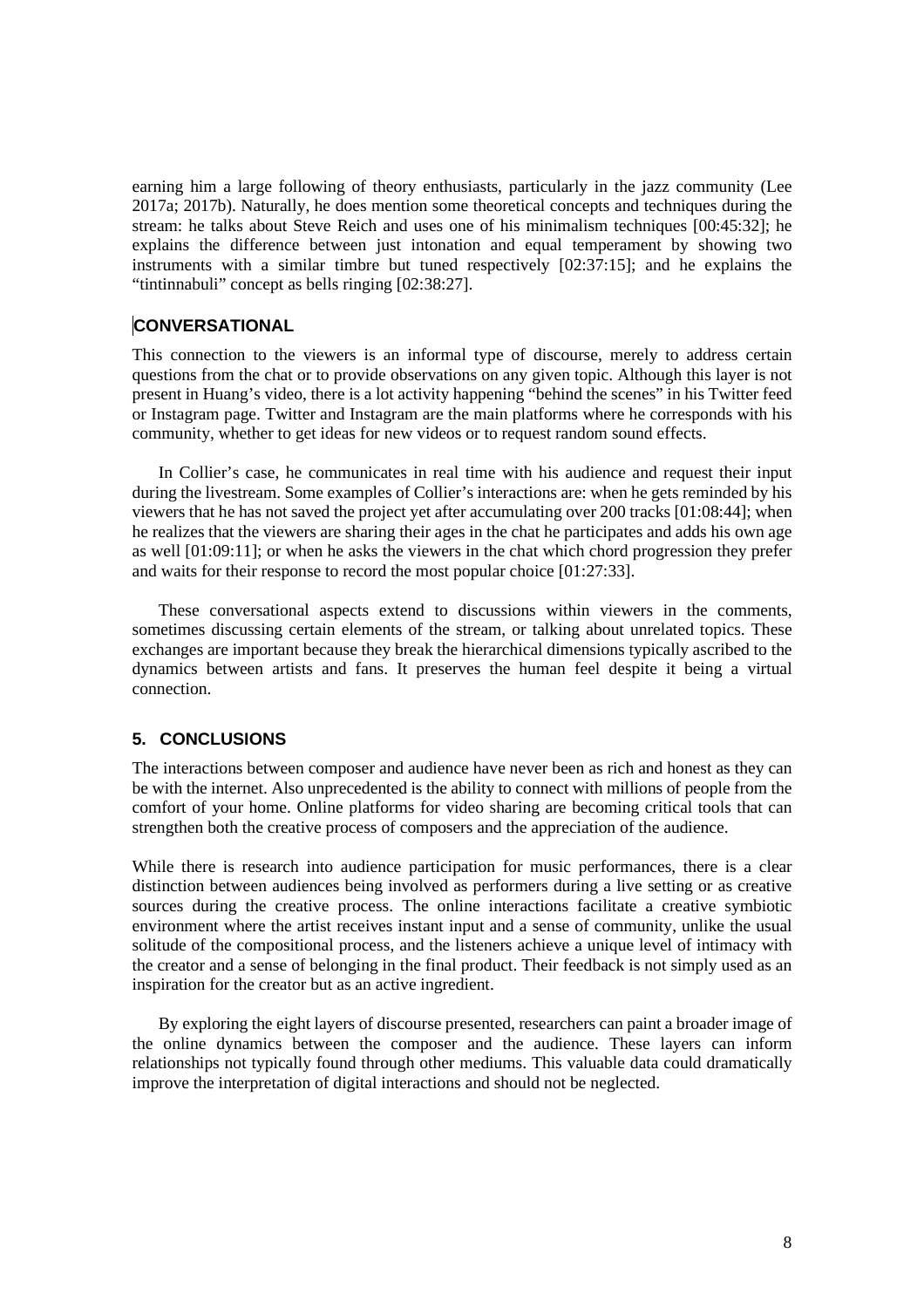earning him a large following of theory enthusiasts, particularly in the jazz community (Lee 2017a; 2017b). Naturally, he does mention some theoretical concepts and techniques during the stream: he talks about Steve Reich and uses one of his minimalism techniques [00:45:32]; he explains the difference between just intonation and equal temperament by showing two instruments with a similar timbre but tuned respectively [02:37:15]; and he explains the "tintinnabuli" concept as bells ringing [02:38:27].

### CONVERSATIONAL

This connection to the viewers is an informal type of discourse, merely to address certain questions from the chat or to provide observations on any given topic. Although this layer is not present in Huang's video, there is a lot activity happening "behind the scenes" in his Twitter feed or Instagram page. Twitter and Instagram are the main platforms where he corresponds with his community, whether to get ideas for new videos or to request random sound effects.

In Collier's case, he communicates in real time with his audience and request their input during the livestream. Some examples of Collier's interactions are: when he gets reminded by his viewers that he has not saved the project yet after accumulating over 200 tracks [01:08:44]; when he realizes that the viewers are sharing their ages in the chat he participates and adds his own age as well [01:09:11]; or when he asks the viewers in the chat which chord progression they prefer and waits for their response to record the most popular choice [01:27:33].

These conversational aspects extend to discussions within viewers in the comments, sometimes discussing certain elements of the stream, or talking about unrelated topics. These exchanges are important because they break the hierarchical dimensions typically ascribed to the dynamics between artists and fans. It preserves the human feel despite it being a virtual connection.

## 5. CONCLUSIONS

The interactions between composer and audience have never been as rich and honest as they can be with the internet. Also unprecedented is the ability to connect with millions of people from the comfort of your home. Online platforms for video sharing are becoming critical tools that can strengthen both the creative process of composers and the appreciation of the audience.

While there is research into audience participation for music performances, there is a clear distinction between audiences being involved as performers during a live setting or as creative sources during the creative process. The online interactions facilitate a creative symbiotic environment where the artist receives instant input and a sense of community, unlike the usual solitude of the compositional process, and the listeners achieve a unique level of intimacy with the creator and a sense of belonging in the final product. Their feedback is not simply used as an inspiration for the creator but as an active ingredient.

By exploring the eight layers of discourse presented, researchers can paint a broader image of the online dynamics between the composer and the audience. These layers can inform relationships not typically found through other mediums. This valuable data could dramatically improve the interpretation of digital interactions and should not be neglected.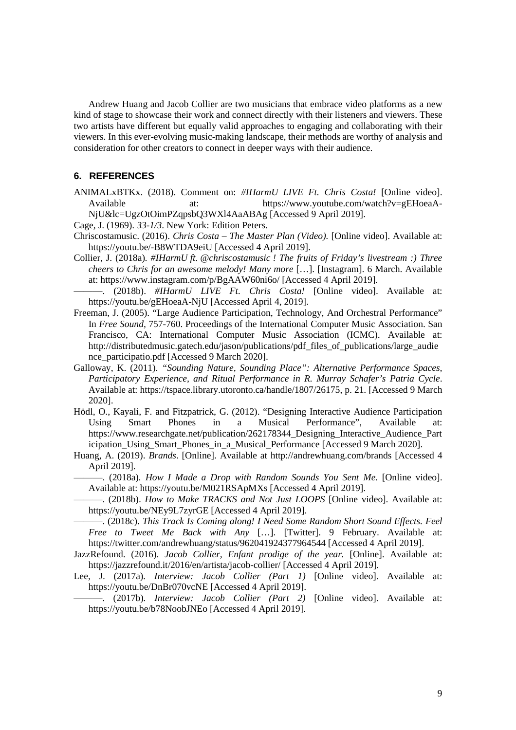Andrew Huang and Jacob Collier are two musicians that embrace video platforms as a new kind of stage to showcase their work and connect directly with their listeners and viewers. These two artists have different but equally valid approaches to engaging and collaborating with their viewers. In this ever-evolving music-making landscape, their methods are worthy of analysis and consideration for other creators to connect in deeper ways with their audience.

## 6. REFERENCES

ANIMALxBTKx. (2018). Comment on: *#IHarmU LIVE Ft. Chris Costa!* [Online video]. Available at: https://www.youtube.com/watch?v=gEHoeaA-NjU&lc=UgzOtOimPZqpsbQ3WXl4AaABAg [Accessed 9 April 2019].

Cage, J. (1969). *33-1/3*. New York: Edition Peters.

Chriscostamusic. (2016). *Chris Costa – The Master Plan (Video).* [Online video]. Available at: https://youtu.be/-B8WTDA9eiU [Accessed 4 April 2019].

Collier, J. (2018a). *#IHarmU ft. @chriscostamusic ! The fruits of Friday's livestream :) Three cheers to Chris for an awesome melody! Many more* […]. [Instagram]. 6 March. Available at: https://www.instagram.com/p/BgAAW60ni6o/ [Accessed 4 April 2019].

———. (2018b). *#IHarmU LIVE Ft. Chris Costa!* [Online video]. Available at: https://youtu.be/gEHoeaA-NjU [Accessed April 4, 2019].

Freeman, J. (2005). "Large Audience Participation, Technology, And Orchestral Performance" In *Free Sound*, 757-760. Proceedings of the International Computer Music Association. San Francisco, CA: International Computer Music Association (ICMC). Available at: http://distributedmusic.gatech.edu/jason/publications/pdf_files_of_publications/large_audience_participatio.pdf [Accessed 9 March 2020].

Galloway, K. (2011). *"Sounding Nature, Sounding Place": Alternative Performance Spaces, Participatory Experience, and Ritual Performance in R. Murray Schafer's Patria Cycle*. Available at: https://tspace.library.utoronto.ca/handle/1807/26175, p. 21. [Accessed 9 March 2020].

Hödl, O., Kayali, F. and Fitzpatrick, G. (2012). "Designing Interactive Audience Participation Using Smart Phones in a Musical Performance", Available at: https://www.researchgate.net/publication/262178344_Designing_Interactive_Audience_Participation_Using_Smart_Phones_in_a_Musical_Performance [Accessed 9 March 2020].

Huang, A. (2019). *Brands*. [Online]. Available at http://andrewhuang.com/brands [Accessed 4 April 2019].

———. (2018a). *How I Made a Drop with Random Sounds You Sent Me.* [Online video]. Available at: https://youtu.be/M021RSApMXs [Accessed 4 April 2019].

———. (2018b). *How to Make TRACKS and Not Just LOOPS* [Online video]. Available at: https://youtu.be/NEy9L7zyrGE [Accessed 4 April 2019].

———. (2018c). *This Track Is Coming along! I Need Some Random Short Sound Effects. Feel Free to Tweet Me Back with Any* […]. [Twitter]. 9 February. Available at: https://twitter.com/andrewhuang/status/962041924377964544 [Accessed 4 April 2019].

JazzRefound. (2016). *Jacob Collier, Enfant prodige of the year.* [Online]. Available at: https://jazzrefound.it/2016/en/artista/jacob-collier/ [Accessed 4 April 2019].

Lee, J. (2017a). *Interview: Jacob Collier (Part 1)* [Online video]. Available at: https://youtu.be/DnBr070vcNE [Accessed 4 April 2019].

———. (2017b). *Interview: Jacob Collier (Part 2)* [Online video]. Available at: https://youtu.be/b78NoobJNEo [Accessed 4 April 2019].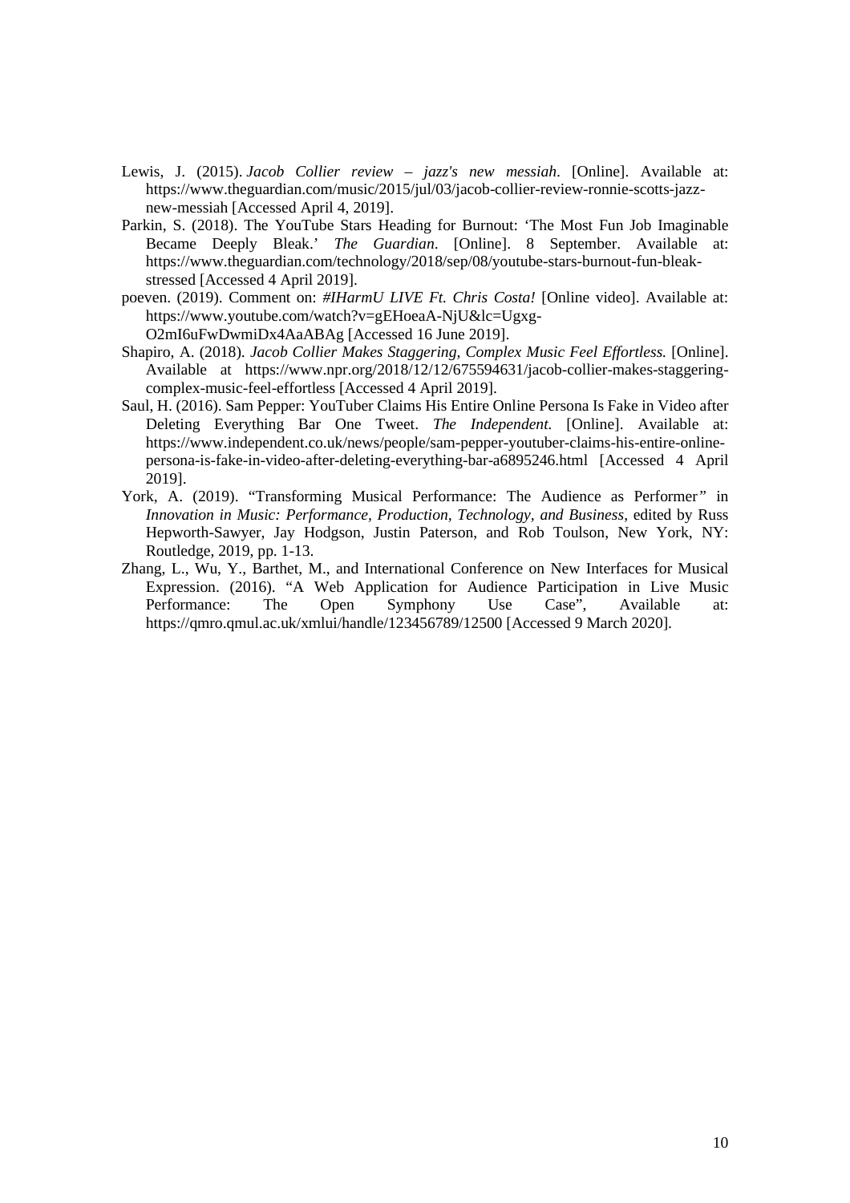Lewis, J. (2015). *Jacob Collier review – jazz's new messiah*. [Online]. Available at: https://www.theguardian.com/music/2015/jul/03/jacob-collier-review-ronnie-scotts-jazz-new-messiah [Accessed April 4, 2019].

Parkin, S. (2018). The YouTube Stars Heading for Burnout: 'The Most Fun Job Imaginable Became Deeply Bleak.' *The Guardian*. [Online]. 8 September. Available at: https://www.theguardian.com/technology/2018/sep/08/youtube-stars-burnout-fun-bleak-stressed [Accessed 4 April 2019].

poeven. (2019). Comment on: *#IHarmU LIVE Ft. Chris Costa!* [Online video]. Available at: https://www.youtube.com/watch?v=gEHoeaA-NjU&lc=Ugxg-O2mI6uFwDwmiDx4AaABAg [Accessed 16 June 2019].

Shapiro, A. (2018). *Jacob Collier Makes Staggering, Complex Music Feel Effortless.* [Online]. Available at https://www.npr.org/2018/12/12/675594631/jacob-collier-makes-staggering-complex-music-feel-effortless [Accessed 4 April 2019].

Saul, H. (2016). Sam Pepper: YouTuber Claims His Entire Online Persona Is Fake in Video after Deleting Everything Bar One Tweet. *The Independent.* [Online]. Available at: https://www.independent.co.uk/news/people/sam-pepper-youtuber-claims-his-entire-online-persona-is-fake-in-video-after-deleting-everything-bar-a6895246.html [Accessed 4 April 2019].

York, A. (2019). "Transforming Musical Performance: The Audience as Performer" in *Innovation in Music: Performance, Production, Technology, and Business*, edited by Russ Hepworth-Sawyer, Jay Hodgson, Justin Paterson, and Rob Toulson, New York, NY: Routledge, 2019, pp. 1-13.

Zhang, L., Wu, Y., Barthet, M., and International Conference on New Interfaces for Musical Expression. (2016). "A Web Application for Audience Participation in Live Music Performance: The Open Symphony Use Case", Available at: https://qmro.qmul.ac.uk/xmlui/handle/123456789/12500 [Accessed 9 March 2020].